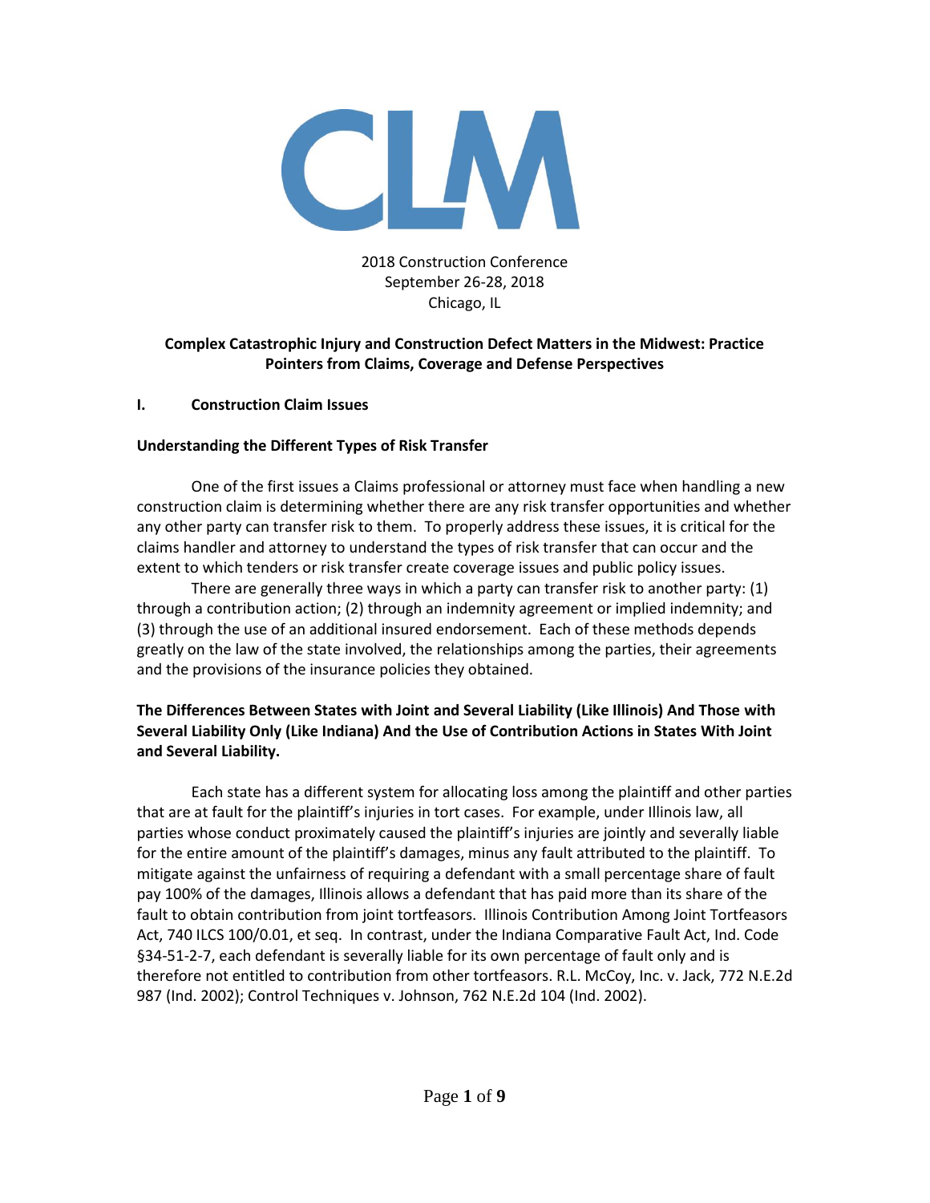2018 Construction Conference
September 26-28, 2018
Chicago, IL

## Complex Catastrophic Injury and Construction Defect Matters in the Midwest: Practice Pointers from Claims, Coverage and Defense Perspectives

### I. Construction Claim Issues

#### Understanding the Different Types of Risk Transfer

One of the first issues a Claims professional or attorney must face when handling a new construction claim is determining whether there are any risk transfer opportunities and whether any other party can transfer risk to them. To properly address these issues, it is critical for the claims handler and attorney to understand the types of risk transfer that can occur and the extent to which tenders or risk transfer create coverage issues and public policy issues.

There are generally three ways in which a party can transfer risk to another party: (1) through a contribution action; (2) through an indemnity agreement or implied indemnity; and (3) through the use of an additional insured endorsement. Each of these methods depends greatly on the law of the state involved, the relationships among the parties, their agreements and the provisions of the insurance policies they obtained.

#### The Differences Between States with Joint and Several Liability (Like Illinois) And Those with Several Liability Only (Like Indiana) And the Use of Contribution Actions in States With Joint and Several Liability.

Each state has a different system for allocating loss among the plaintiff and other parties that are at fault for the plaintiff's injuries in tort cases. For example, under Illinois law, all parties whose conduct proximately caused the plaintiff's injuries are jointly and severally liable for the entire amount of the plaintiff's damages, minus any fault attributed to the plaintiff. To mitigate against the unfairness of requiring a defendant with a small percentage share of fault pay 100% of the damages, Illinois allows a defendant that has paid more than its share of the fault to obtain contribution from joint tortfeasors. Illinois Contribution Among Joint Tortfeasors Act, 740 ILCS 100/0.01, et seq. In contrast, under the Indiana Comparative Fault Act, Ind. Code §34-51-2-7, each defendant is severally liable for its own percentage of fault only and is therefore not entitled to contribution from other tortfeasors. R.L. McCoy, Inc. v. Jack, 772 N.E.2d 987 (Ind. 2002); Control Techniques v. Johnson, 762 N.E.2d 104 (Ind. 2002).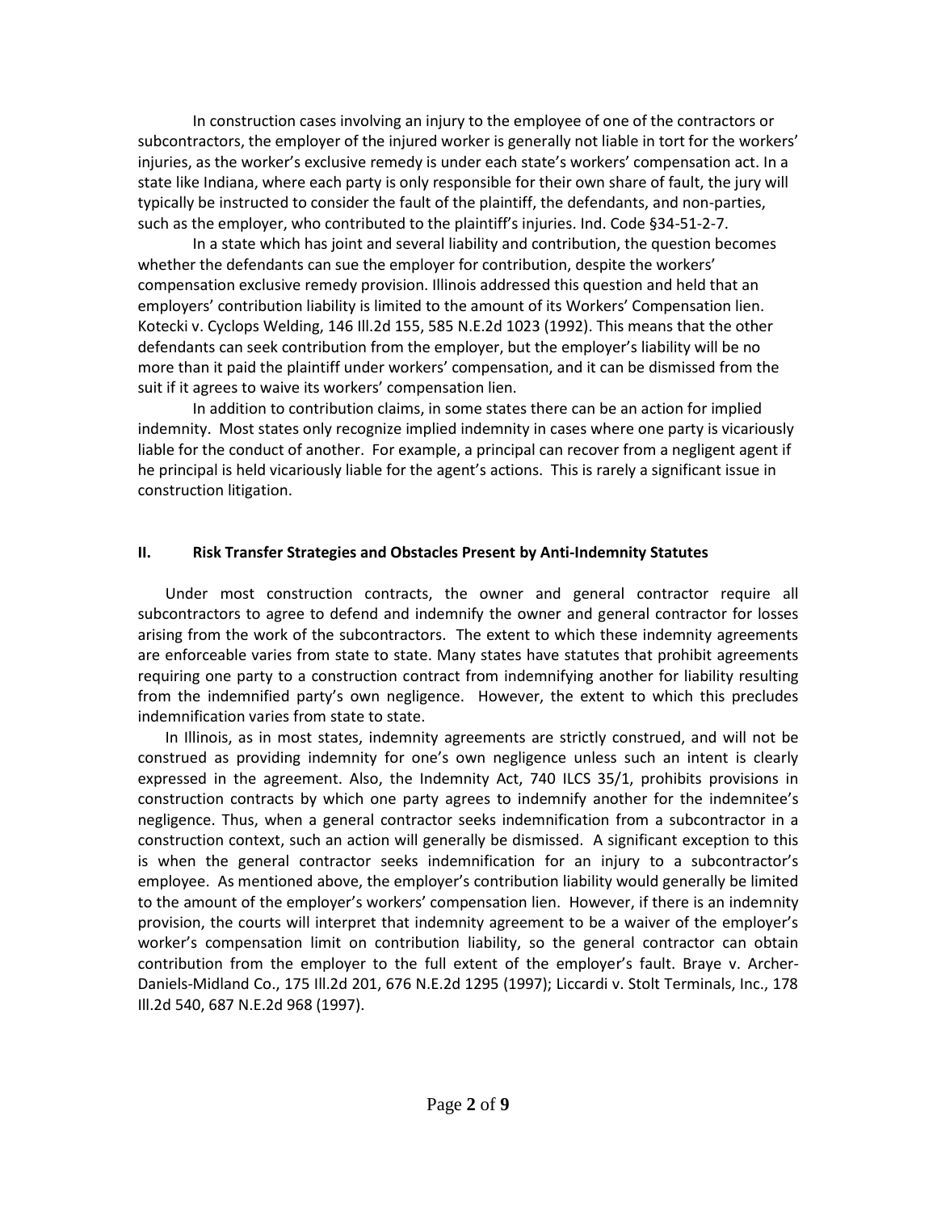In construction cases involving an injury to the employee of one of the contractors or subcontractors, the employer of the injured worker is generally not liable in tort for the workers' injuries, as the worker's exclusive remedy is under each state's workers' compensation act. In a state like Indiana, where each party is only responsible for their own share of fault, the jury will typically be instructed to consider the fault of the plaintiff, the defendants, and non-parties, such as the employer, who contributed to the plaintiff's injuries. Ind. Code §34-51-2-7.

In a state which has joint and several liability and contribution, the question becomes whether the defendants can sue the employer for contribution, despite the workers' compensation exclusive remedy provision. Illinois addressed this question and held that an employers' contribution liability is limited to the amount of its Workers' Compensation lien. Kotecki v. Cyclops Welding, 146 Ill.2d 155, 585 N.E.2d 1023 (1992). This means that the other defendants can seek contribution from the employer, but the employer's liability will be no more than it paid the plaintiff under workers' compensation, and it can be dismissed from the suit if it agrees to waive its workers' compensation lien.

In addition to contribution claims, in some states there can be an action for implied indemnity. Most states only recognize implied indemnity in cases where one party is vicariously liable for the conduct of another. For example, a principal can recover from a negligent agent if he principal is held vicariously liable for the agent's actions. This is rarely a significant issue in construction litigation.

## II. Risk Transfer Strategies and Obstacles Present by Anti-Indemnity Statutes

Under most construction contracts, the owner and general contractor require all subcontractors to agree to defend and indemnify the owner and general contractor for losses arising from the work of the subcontractors. The extent to which these indemnity agreements are enforceable varies from state to state. Many states have statutes that prohibit agreements requiring one party to a construction contract from indemnifying another for liability resulting from the indemnified party's own negligence. However, the extent to which this precludes indemnification varies from state to state.

In Illinois, as in most states, indemnity agreements are strictly construed, and will not be construed as providing indemnity for one's own negligence unless such an intent is clearly expressed in the agreement. Also, the Indemnity Act, 740 ILCS 35/1, prohibits provisions in construction contracts by which one party agrees to indemnify another for the indemnitee's negligence. Thus, when a general contractor seeks indemnification from a subcontractor in a construction context, such an action will generally be dismissed. A significant exception to this is when the general contractor seeks indemnification for an injury to a subcontractor's employee. As mentioned above, the employer's contribution liability would generally be limited to the amount of the employer's workers' compensation lien. However, if there is an indemnity provision, the courts will interpret that indemnity agreement to be a waiver of the employer's worker's compensation limit on contribution liability, so the general contractor can obtain contribution from the employer to the full extent of the employer's fault. Braye v. Archer-Daniels-Midland Co., 175 Ill.2d 201, 676 N.E.2d 1295 (1997); Liccardi v. Stolt Terminals, Inc., 178 Ill.2d 540, 687 N.E.2d 968 (1997).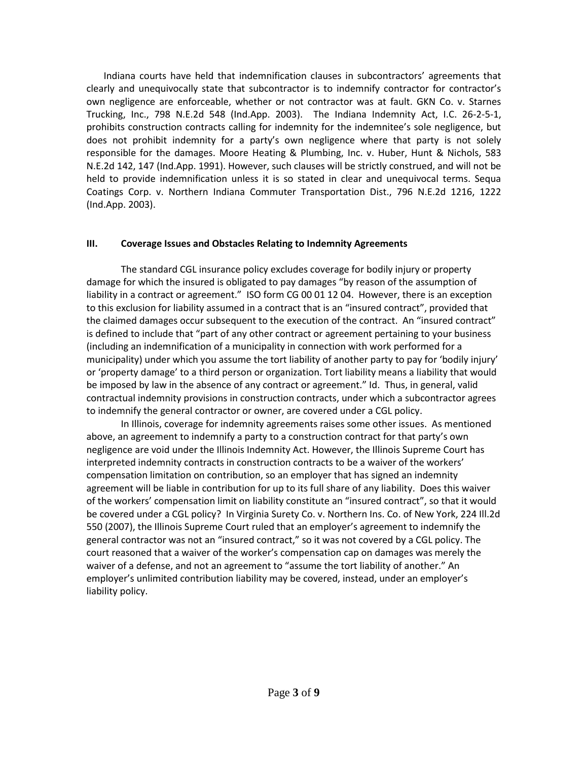Indiana courts have held that indemnification clauses in subcontractors' agreements that clearly and unequivocally state that subcontractor is to indemnify contractor for contractor's own negligence are enforceable, whether or not contractor was at fault. GKN Co. v. Starnes Trucking, Inc., 798 N.E.2d 548 (Ind.App. 2003). The Indiana Indemnity Act, I.C. 26-2-5-1, prohibits construction contracts calling for indemnity for the indemnitee's sole negligence, but does not prohibit indemnity for a party's own negligence where that party is not solely responsible for the damages. Moore Heating & Plumbing, Inc. v. Huber, Hunt & Nichols, 583 N.E.2d 142, 147 (Ind.App. 1991). However, such clauses will be strictly construed, and will not be held to provide indemnification unless it is so stated in clear and unequivocal terms. Sequa Coatings Corp. v. Northern Indiana Commuter Transportation Dist., 796 N.E.2d 1216, 1222 (Ind.App. 2003).

## III. Coverage Issues and Obstacles Relating to Indemnity Agreements

The standard CGL insurance policy excludes coverage for bodily injury or property damage for which the insured is obligated to pay damages "by reason of the assumption of liability in a contract or agreement." ISO form CG 00 01 12 04. However, there is an exception to this exclusion for liability assumed in a contract that is an "insured contract", provided that the claimed damages occur subsequent to the execution of the contract. An "insured contract" is defined to include that "part of any other contract or agreement pertaining to your business (including an indemnification of a municipality in connection with work performed for a municipality) under which you assume the tort liability of another party to pay for 'bodily injury' or 'property damage' to a third person or organization. Tort liability means a liability that would be imposed by law in the absence of any contract or agreement." Id. Thus, in general, valid contractual indemnity provisions in construction contracts, under which a subcontractor agrees to indemnify the general contractor or owner, are covered under a CGL policy.

In Illinois, coverage for indemnity agreements raises some other issues. As mentioned above, an agreement to indemnify a party to a construction contract for that party's own negligence are void under the Illinois Indemnity Act. However, the Illinois Supreme Court has interpreted indemnity contracts in construction contracts to be a waiver of the workers' compensation limitation on contribution, so an employer that has signed an indemnity agreement will be liable in contribution for up to its full share of any liability. Does this waiver of the workers' compensation limit on liability constitute an "insured contract", so that it would be covered under a CGL policy? In Virginia Surety Co. v. Northern Ins. Co. of New York, 224 Ill.2d 550 (2007), the Illinois Supreme Court ruled that an employer's agreement to indemnify the general contractor was not an "insured contract," so it was not covered by a CGL policy. The court reasoned that a waiver of the worker's compensation cap on damages was merely the waiver of a defense, and not an agreement to "assume the tort liability of another." An employer's unlimited contribution liability may be covered, instead, under an employer's liability policy.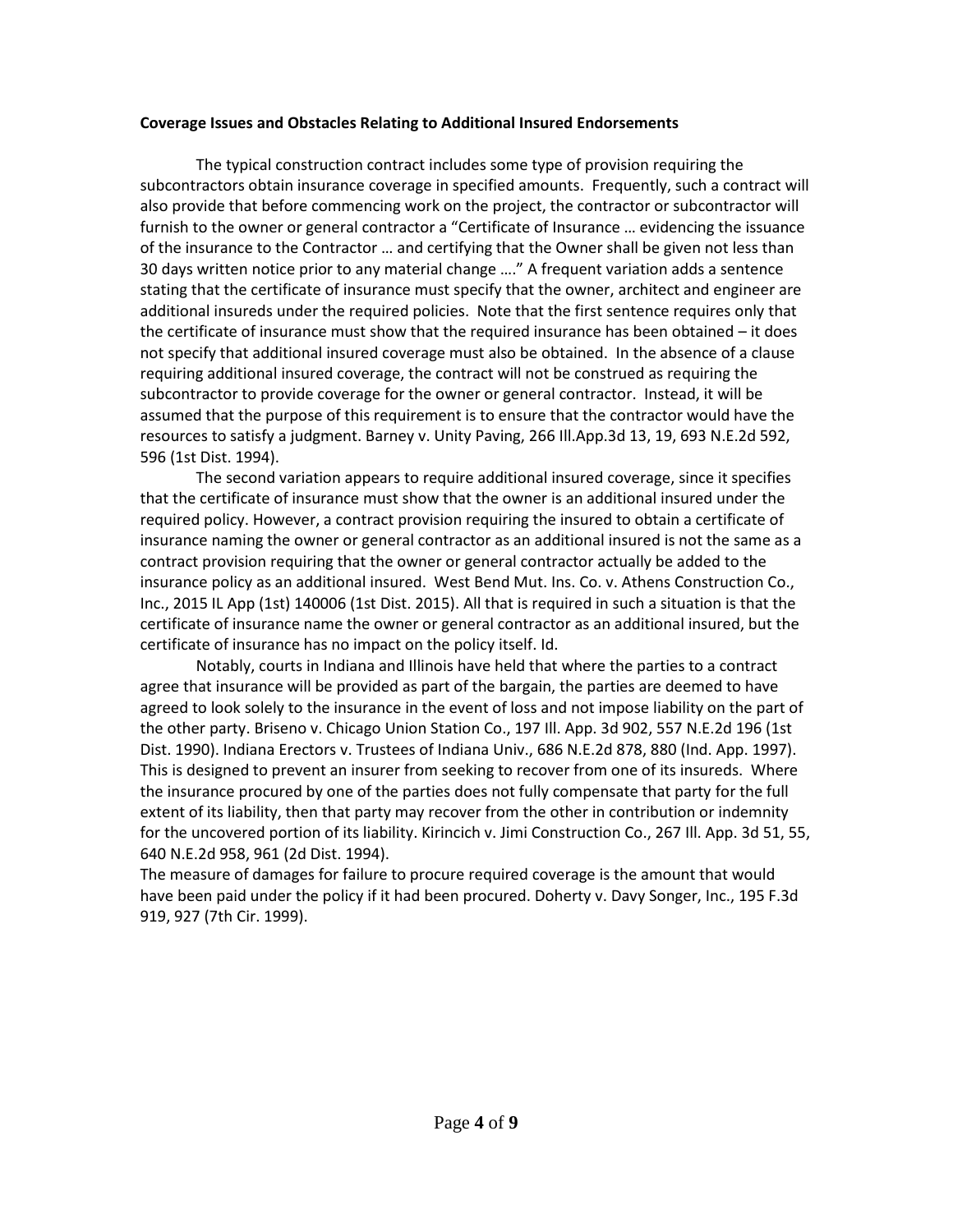**Coverage Issues and Obstacles Relating to Additional Insured Endorsements**

The typical construction contract includes some type of provision requiring the subcontractors obtain insurance coverage in specified amounts. Frequently, such a contract will also provide that before commencing work on the project, the contractor or subcontractor will furnish to the owner or general contractor a "Certificate of Insurance … evidencing the issuance of the insurance to the Contractor … and certifying that the Owner shall be given not less than 30 days written notice prior to any material change …." A frequent variation adds a sentence stating that the certificate of insurance must specify that the owner, architect and engineer are additional insureds under the required policies. Note that the first sentence requires only that the certificate of insurance must show that the required insurance has been obtained – it does not specify that additional insured coverage must also be obtained. In the absence of a clause requiring additional insured coverage, the contract will not be construed as requiring the subcontractor to provide coverage for the owner or general contractor. Instead, it will be assumed that the purpose of this requirement is to ensure that the contractor would have the resources to satisfy a judgment. Barney v. Unity Paving, 266 Ill.App.3d 13, 19, 693 N.E.2d 592, 596 (1st Dist. 1994).

The second variation appears to require additional insured coverage, since it specifies that the certificate of insurance must show that the owner is an additional insured under the required policy. However, a contract provision requiring the insured to obtain a certificate of insurance naming the owner or general contractor as an additional insured is not the same as a contract provision requiring that the owner or general contractor actually be added to the insurance policy as an additional insured. West Bend Mut. Ins. Co. v. Athens Construction Co., Inc., 2015 IL App (1st) 140006 (1st Dist. 2015). All that is required in such a situation is that the certificate of insurance name the owner or general contractor as an additional insured, but the certificate of insurance has no impact on the policy itself. Id.

Notably, courts in Indiana and Illinois have held that where the parties to a contract agree that insurance will be provided as part of the bargain, the parties are deemed to have agreed to look solely to the insurance in the event of loss and not impose liability on the part of the other party. Briseno v. Chicago Union Station Co., 197 Ill. App. 3d 902, 557 N.E.2d 196 (1st Dist. 1990). Indiana Erectors v. Trustees of Indiana Univ., 686 N.E.2d 878, 880 (Ind. App. 1997). This is designed to prevent an insurer from seeking to recover from one of its insureds. Where the insurance procured by one of the parties does not fully compensate that party for the full extent of its liability, then that party may recover from the other in contribution or indemnity for the uncovered portion of its liability. Kirincich v. Jimi Construction Co., 267 Ill. App. 3d 51, 55, 640 N.E.2d 958, 961 (2d Dist. 1994).

The measure of damages for failure to procure required coverage is the amount that would have been paid under the policy if it had been procured. Doherty v. Davy Songer, Inc., 195 F.3d 919, 927 (7th Cir. 1999).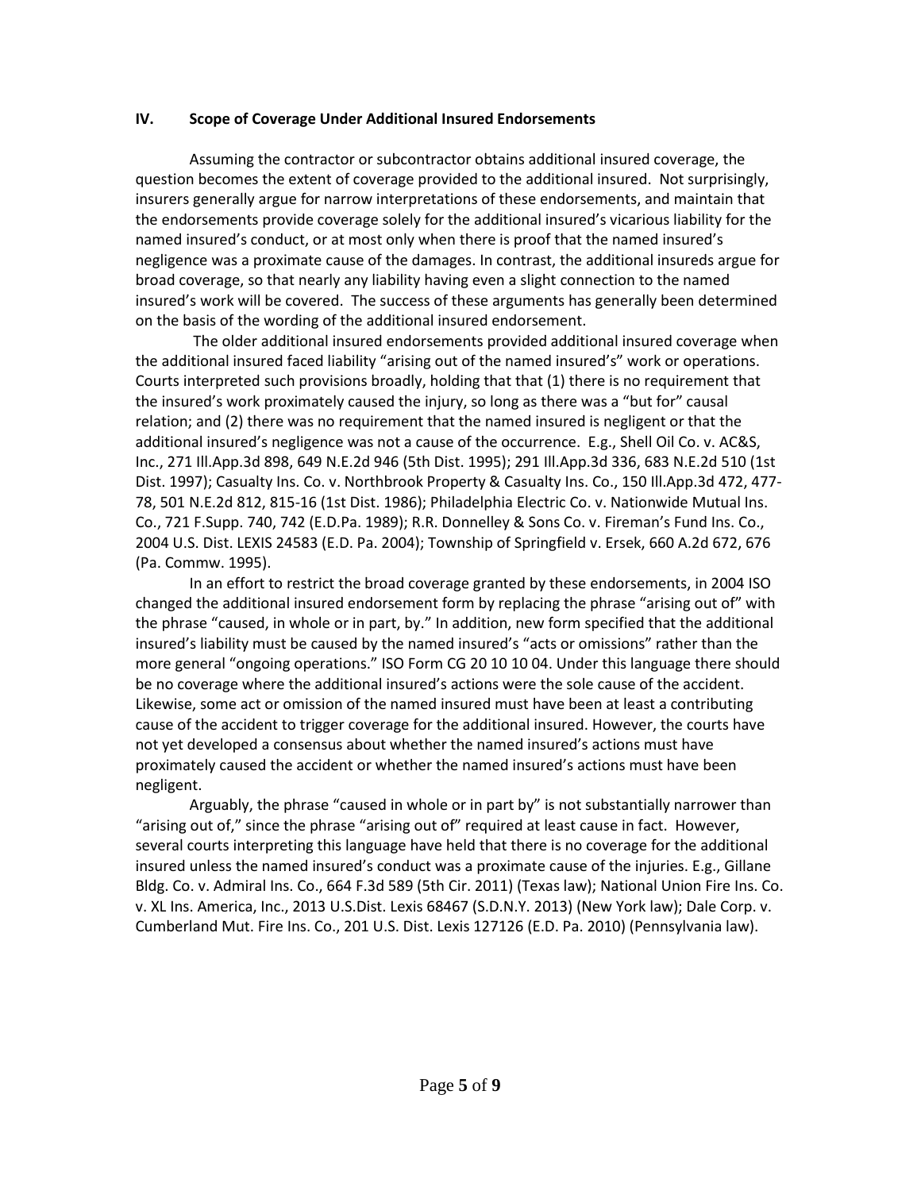## IV. Scope of Coverage Under Additional Insured Endorsements

Assuming the contractor or subcontractor obtains additional insured coverage, the question becomes the extent of coverage provided to the additional insured. Not surprisingly, insurers generally argue for narrow interpretations of these endorsements, and maintain that the endorsements provide coverage solely for the additional insured's vicarious liability for the named insured's conduct, or at most only when there is proof that the named insured's negligence was a proximate cause of the damages. In contrast, the additional insureds argue for broad coverage, so that nearly any liability having even a slight connection to the named insured's work will be covered. The success of these arguments has generally been determined on the basis of the wording of the additional insured endorsement.

The older additional insured endorsements provided additional insured coverage when the additional insured faced liability "arising out of the named insured's" work or operations. Courts interpreted such provisions broadly, holding that that (1) there is no requirement that the insured's work proximately caused the injury, so long as there was a "but for" causal relation; and (2) there was no requirement that the named insured is negligent or that the additional insured's negligence was not a cause of the occurrence. E.g., Shell Oil Co. v. AC&S, Inc., 271 Ill.App.3d 898, 649 N.E.2d 946 (5th Dist. 1995); 291 Ill.App.3d 336, 683 N.E.2d 510 (1st Dist. 1997); Casualty Ins. Co. v. Northbrook Property & Casualty Ins. Co., 150 Ill.App.3d 472, 477-78, 501 N.E.2d 812, 815-16 (1st Dist. 1986); Philadelphia Electric Co. v. Nationwide Mutual Ins. Co., 721 F.Supp. 740, 742 (E.D.Pa. 1989); R.R. Donnelley & Sons Co. v. Fireman's Fund Ins. Co., 2004 U.S. Dist. LEXIS 24583 (E.D. Pa. 2004); Township of Springfield v. Ersek, 660 A.2d 672, 676 (Pa. Commw. 1995).

In an effort to restrict the broad coverage granted by these endorsements, in 2004 ISO changed the additional insured endorsement form by replacing the phrase "arising out of" with the phrase "caused, in whole or in part, by." In addition, new form specified that the additional insured's liability must be caused by the named insured's "acts or omissions" rather than the more general "ongoing operations." ISO Form CG 20 10 10 04. Under this language there should be no coverage where the additional insured's actions were the sole cause of the accident. Likewise, some act or omission of the named insured must have been at least a contributing cause of the accident to trigger coverage for the additional insured. However, the courts have not yet developed a consensus about whether the named insured's actions must have proximately caused the accident or whether the named insured's actions must have been negligent.

Arguably, the phrase "caused in whole or in part by" is not substantially narrower than "arising out of," since the phrase "arising out of" required at least cause in fact. However, several courts interpreting this language have held that there is no coverage for the additional insured unless the named insured's conduct was a proximate cause of the injuries. E.g., Gillane Bldg. Co. v. Admiral Ins. Co., 664 F.3d 589 (5th Cir. 2011) (Texas law); National Union Fire Ins. Co. v. XL Ins. America, Inc., 2013 U.S.Dist. Lexis 68467 (S.D.N.Y. 2013) (New York law); Dale Corp. v. Cumberland Mut. Fire Ins. Co., 201 U.S. Dist. Lexis 127126 (E.D. Pa. 2010) (Pennsylvania law).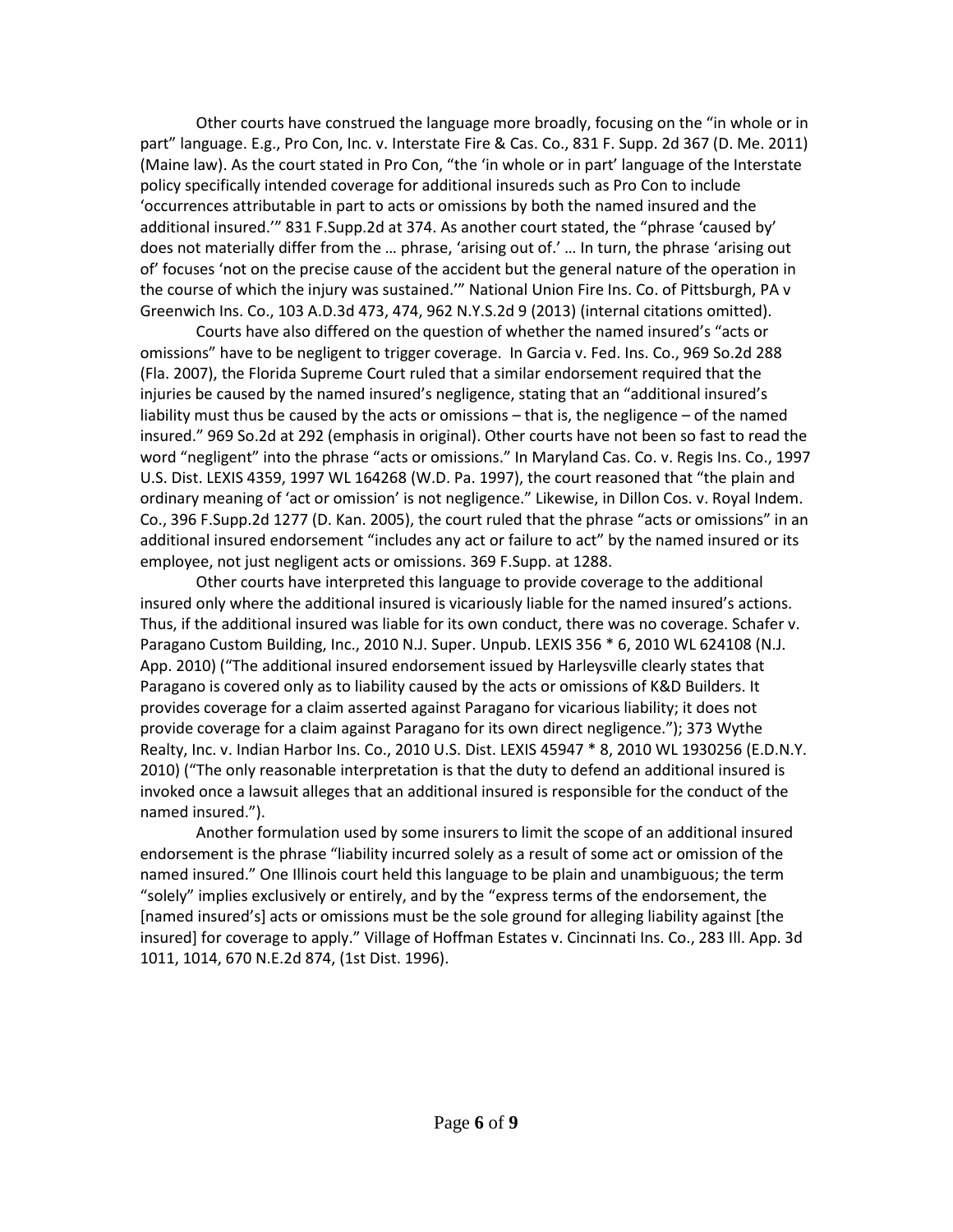Other courts have construed the language more broadly, focusing on the "in whole or in part" language. E.g., Pro Con, Inc. v. Interstate Fire & Cas. Co., 831 F. Supp. 2d 367 (D. Me. 2011) (Maine law). As the court stated in Pro Con, "the 'in whole or in part' language of the Interstate policy specifically intended coverage for additional insureds such as Pro Con to include 'occurrences attributable in part to acts or omissions by both the named insured and the additional insured.'" 831 F.Supp.2d at 374. As another court stated, the "phrase 'caused by' does not materially differ from the … phrase, 'arising out of.' … In turn, the phrase 'arising out of' focuses 'not on the precise cause of the accident but the general nature of the operation in the course of which the injury was sustained.'" National Union Fire Ins. Co. of Pittsburgh, PA v Greenwich Ins. Co., 103 A.D.3d 473, 474, 962 N.Y.S.2d 9 (2013) (internal citations omitted).

Courts have also differed on the question of whether the named insured's "acts or omissions" have to be negligent to trigger coverage. In Garcia v. Fed. Ins. Co., 969 So.2d 288 (Fla. 2007), the Florida Supreme Court ruled that a similar endorsement required that the injuries be caused by the named insured's negligence, stating that an "additional insured's liability must thus be caused by the acts or omissions – that is, the negligence – of the named insured." 969 So.2d at 292 (emphasis in original). Other courts have not been so fast to read the word "negligent" into the phrase "acts or omissions." In Maryland Cas. Co. v. Regis Ins. Co., 1997 U.S. Dist. LEXIS 4359, 1997 WL 164268 (W.D. Pa. 1997), the court reasoned that "the plain and ordinary meaning of 'act or omission' is not negligence." Likewise, in Dillon Cos. v. Royal Indem. Co., 396 F.Supp.2d 1277 (D. Kan. 2005), the court ruled that the phrase "acts or omissions" in an additional insured endorsement "includes any act or failure to act" by the named insured or its employee, not just negligent acts or omissions. 369 F.Supp. at 1288.

Other courts have interpreted this language to provide coverage to the additional insured only where the additional insured is vicariously liable for the named insured's actions. Thus, if the additional insured was liable for its own conduct, there was no coverage. Schafer v. Paragano Custom Building, Inc., 2010 N.J. Super. Unpub. LEXIS 356 * 6, 2010 WL 624108 (N.J. App. 2010) ("The additional insured endorsement issued by Harleysville clearly states that Paragano is covered only as to liability caused by the acts or omissions of K&D Builders. It provides coverage for a claim asserted against Paragano for vicarious liability; it does not provide coverage for a claim against Paragano for its own direct negligence."); 373 Wythe Realty, Inc. v. Indian Harbor Ins. Co., 2010 U.S. Dist. LEXIS 45947 * 8, 2010 WL 1930256 (E.D.N.Y. 2010) ("The only reasonable interpretation is that the duty to defend an additional insured is invoked once a lawsuit alleges that an additional insured is responsible for the conduct of the named insured.").

Another formulation used by some insurers to limit the scope of an additional insured endorsement is the phrase "liability incurred solely as a result of some act or omission of the named insured." One Illinois court held this language to be plain and unambiguous; the term "solely" implies exclusively or entirely, and by the "express terms of the endorsement, the [named insured's] acts or omissions must be the sole ground for alleging liability against [the insured] for coverage to apply." Village of Hoffman Estates v. Cincinnati Ins. Co., 283 Ill. App. 3d 1011, 1014, 670 N.E.2d 874, (1st Dist. 1996).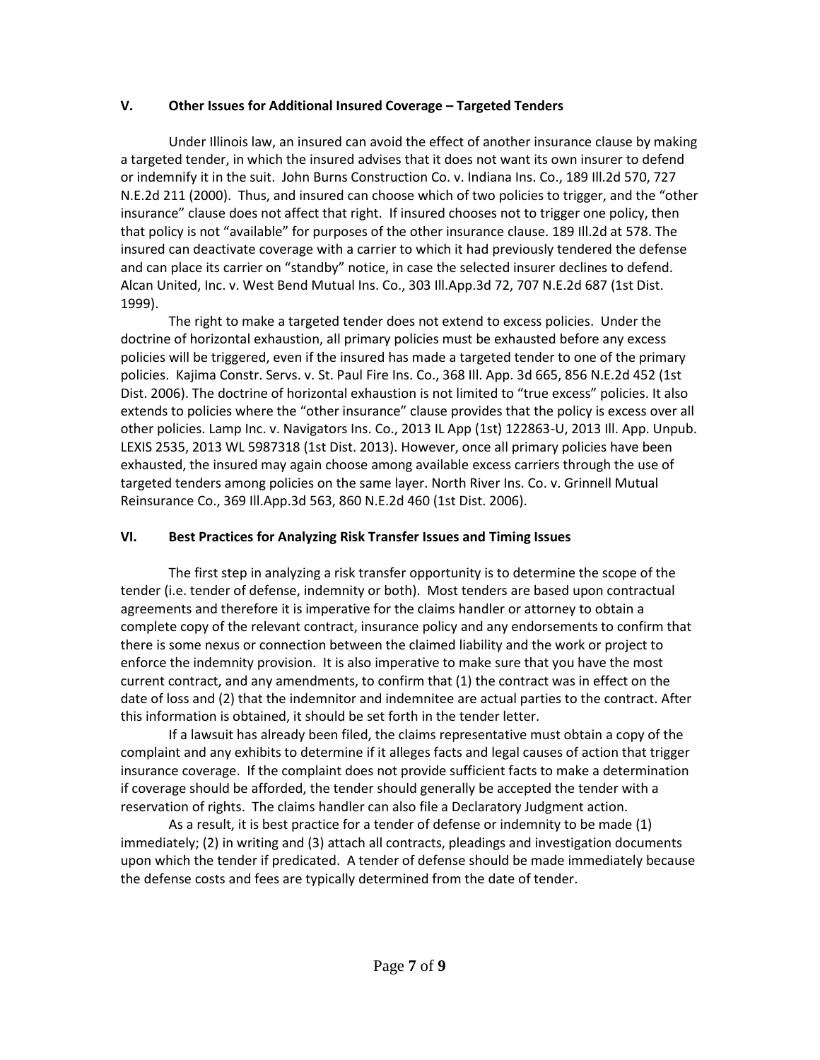## V. Other Issues for Additional Insured Coverage – Targeted Tenders

Under Illinois law, an insured can avoid the effect of another insurance clause by making a targeted tender, in which the insured advises that it does not want its own insurer to defend or indemnify it in the suit. John Burns Construction Co. v. Indiana Ins. Co., 189 Ill.2d 570, 727 N.E.2d 211 (2000). Thus, and insured can choose which of two policies to trigger, and the "other insurance" clause does not affect that right. If insured chooses not to trigger one policy, then that policy is not "available" for purposes of the other insurance clause. 189 Ill.2d at 578. The insured can deactivate coverage with a carrier to which it had previously tendered the defense and can place its carrier on "standby" notice, in case the selected insurer declines to defend. Alcan United, Inc. v. West Bend Mutual Ins. Co., 303 Ill.App.3d 72, 707 N.E.2d 687 (1st Dist. 1999).

The right to make a targeted tender does not extend to excess policies. Under the doctrine of horizontal exhaustion, all primary policies must be exhausted before any excess policies will be triggered, even if the insured has made a targeted tender to one of the primary policies. Kajima Constr. Servs. v. St. Paul Fire Ins. Co., 368 Ill. App. 3d 665, 856 N.E.2d 452 (1st Dist. 2006). The doctrine of horizontal exhaustion is not limited to "true excess" policies. It also extends to policies where the "other insurance" clause provides that the policy is excess over all other policies. Lamp Inc. v. Navigators Ins. Co., 2013 IL App (1st) 122863-U, 2013 Ill. App. Unpub. LEXIS 2535, 2013 WL 5987318 (1st Dist. 2013). However, once all primary policies have been exhausted, the insured may again choose among available excess carriers through the use of targeted tenders among policies on the same layer. North River Ins. Co. v. Grinnell Mutual Reinsurance Co., 369 Ill.App.3d 563, 860 N.E.2d 460 (1st Dist. 2006).

## VI. Best Practices for Analyzing Risk Transfer Issues and Timing Issues

The first step in analyzing a risk transfer opportunity is to determine the scope of the tender (i.e. tender of defense, indemnity or both). Most tenders are based upon contractual agreements and therefore it is imperative for the claims handler or attorney to obtain a complete copy of the relevant contract, insurance policy and any endorsements to confirm that there is some nexus or connection between the claimed liability and the work or project to enforce the indemnity provision. It is also imperative to make sure that you have the most current contract, and any amendments, to confirm that (1) the contract was in effect on the date of loss and (2) that the indemnitor and indemnitee are actual parties to the contract. After this information is obtained, it should be set forth in the tender letter.

If a lawsuit has already been filed, the claims representative must obtain a copy of the complaint and any exhibits to determine if it alleges facts and legal causes of action that trigger insurance coverage. If the complaint does not provide sufficient facts to make a determination if coverage should be afforded, the tender should generally be accepted the tender with a reservation of rights. The claims handler can also file a Declaratory Judgment action.

As a result, it is best practice for a tender of defense or indemnity to be made (1) immediately; (2) in writing and (3) attach all contracts, pleadings and investigation documents upon which the tender if predicated. A tender of defense should be made immediately because the defense costs and fees are typically determined from the date of tender.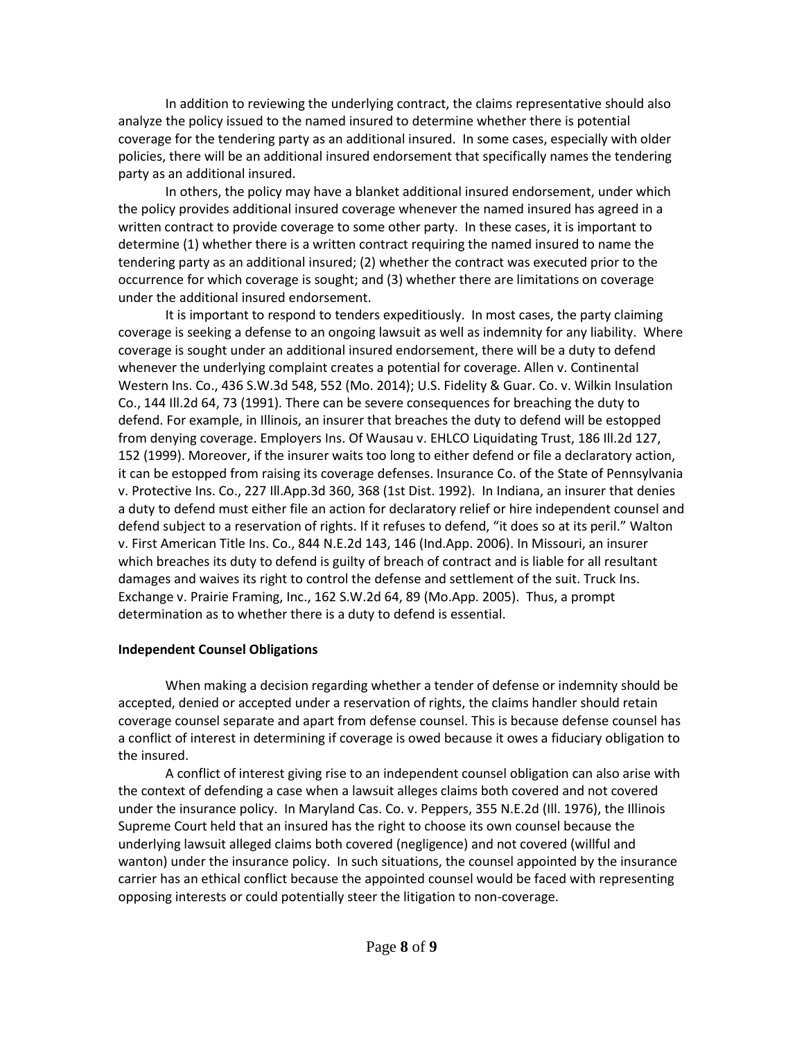In addition to reviewing the underlying contract, the claims representative should also analyze the policy issued to the named insured to determine whether there is potential coverage for the tendering party as an additional insured. In some cases, especially with older policies, there will be an additional insured endorsement that specifically names the tendering party as an additional insured.

In others, the policy may have a blanket additional insured endorsement, under which the policy provides additional insured coverage whenever the named insured has agreed in a written contract to provide coverage to some other party. In these cases, it is important to determine (1) whether there is a written contract requiring the named insured to name the tendering party as an additional insured; (2) whether the contract was executed prior to the occurrence for which coverage is sought; and (3) whether there are limitations on coverage under the additional insured endorsement.

It is important to respond to tenders expeditiously. In most cases, the party claiming coverage is seeking a defense to an ongoing lawsuit as well as indemnity for any liability. Where coverage is sought under an additional insured endorsement, there will be a duty to defend whenever the underlying complaint creates a potential for coverage. Allen v. Continental Western Ins. Co., 436 S.W.3d 548, 552 (Mo. 2014); U.S. Fidelity & Guar. Co. v. Wilkin Insulation Co., 144 Ill.2d 64, 73 (1991). There can be severe consequences for breaching the duty to defend. For example, in Illinois, an insurer that breaches the duty to defend will be estopped from denying coverage. Employers Ins. Of Wausau v. EHLCO Liquidating Trust, 186 Ill.2d 127, 152 (1999). Moreover, if the insurer waits too long to either defend or file a declaratory action, it can be estopped from raising its coverage defenses. Insurance Co. of the State of Pennsylvania v. Protective Ins. Co., 227 Ill.App.3d 360, 368 (1st Dist. 1992). In Indiana, an insurer that denies a duty to defend must either file an action for declaratory relief or hire independent counsel and defend subject to a reservation of rights. If it refuses to defend, "it does so at its peril." Walton v. First American Title Ins. Co., 844 N.E.2d 143, 146 (Ind.App. 2006). In Missouri, an insurer which breaches its duty to defend is guilty of breach of contract and is liable for all resultant damages and waives its right to control the defense and settlement of the suit. Truck Ins. Exchange v. Prairie Framing, Inc., 162 S.W.2d 64, 89 (Mo.App. 2005). Thus, a prompt determination as to whether there is a duty to defend is essential.

**Independent Counsel Obligations**

When making a decision regarding whether a tender of defense or indemnity should be accepted, denied or accepted under a reservation of rights, the claims handler should retain coverage counsel separate and apart from defense counsel. This is because defense counsel has a conflict of interest in determining if coverage is owed because it owes a fiduciary obligation to the insured.

A conflict of interest giving rise to an independent counsel obligation can also arise with the context of defending a case when a lawsuit alleges claims both covered and not covered under the insurance policy. In Maryland Cas. Co. v. Peppers, 355 N.E.2d (Ill. 1976), the Illinois Supreme Court held that an insured has the right to choose its own counsel because the underlying lawsuit alleged claims both covered (negligence) and not covered (willful and wanton) under the insurance policy. In such situations, the counsel appointed by the insurance carrier has an ethical conflict because the appointed counsel would be faced with representing opposing interests or could potentially steer the litigation to non-coverage.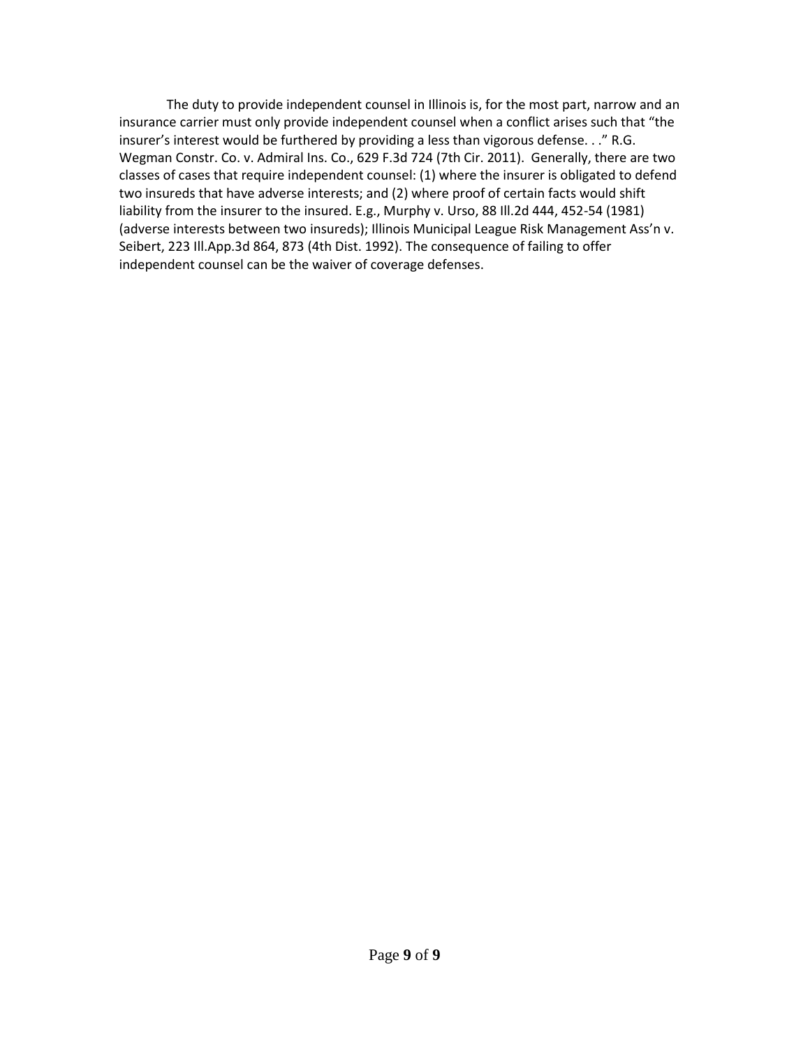The duty to provide independent counsel in Illinois is, for the most part, narrow and an insurance carrier must only provide independent counsel when a conflict arises such that "the insurer's interest would be furthered by providing a less than vigorous defense. . ." R.G. Wegman Constr. Co. v. Admiral Ins. Co., 629 F.3d 724 (7th Cir. 2011). Generally, there are two classes of cases that require independent counsel: (1) where the insurer is obligated to defend two insureds that have adverse interests; and (2) where proof of certain facts would shift liability from the insurer to the insured. E.g., Murphy v. Urso, 88 Ill.2d 444, 452-54 (1981) (adverse interests between two insureds); Illinois Municipal League Risk Management Ass'n v. Seibert, 223 Ill.App.3d 864, 873 (4th Dist. 1992). The consequence of failing to offer independent counsel can be the waiver of coverage defenses.